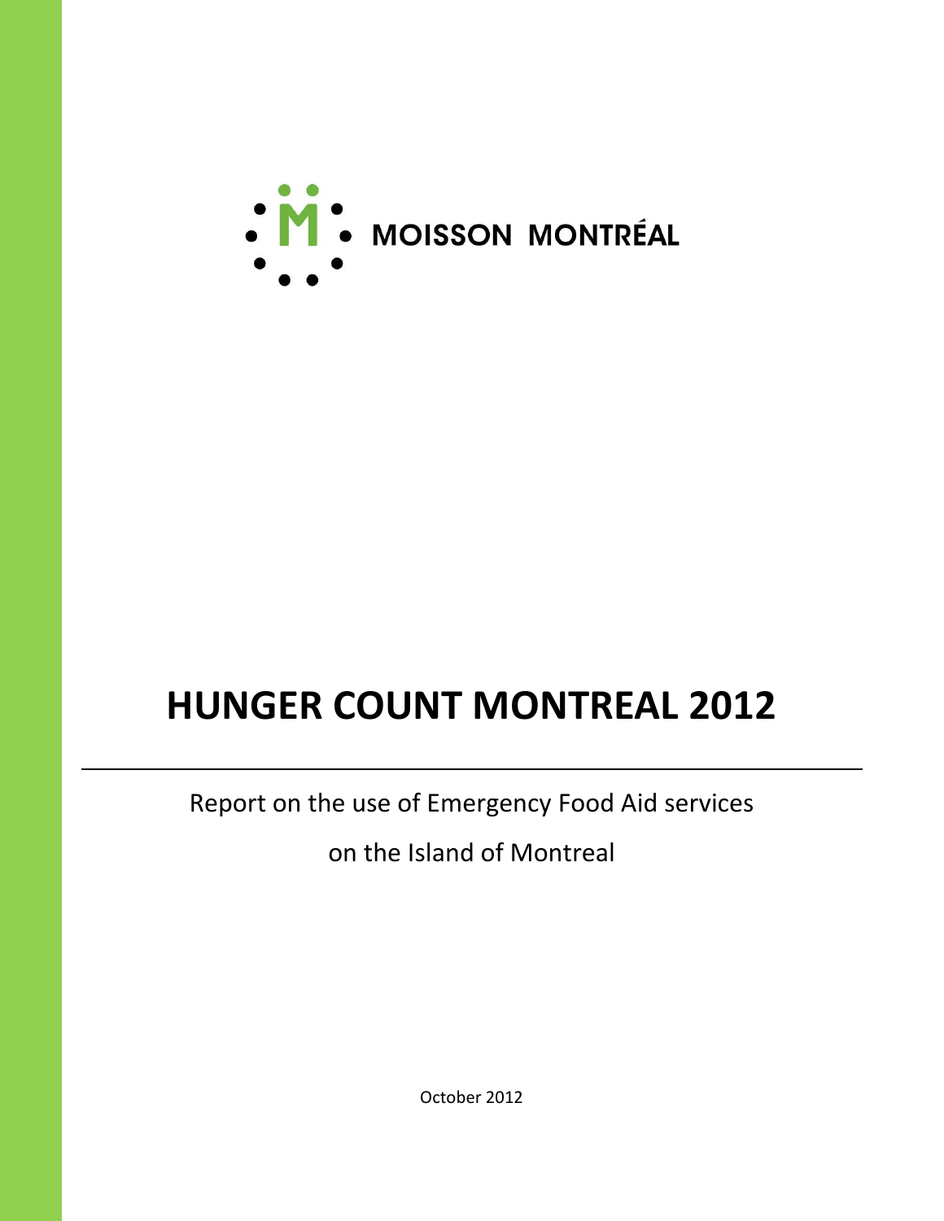MOISSON MONTRÉAL

# HUNGER COUNT MONTREAL 2012

Report on the use of Emergency Food Aid services

on the Island of Montreal

October 2012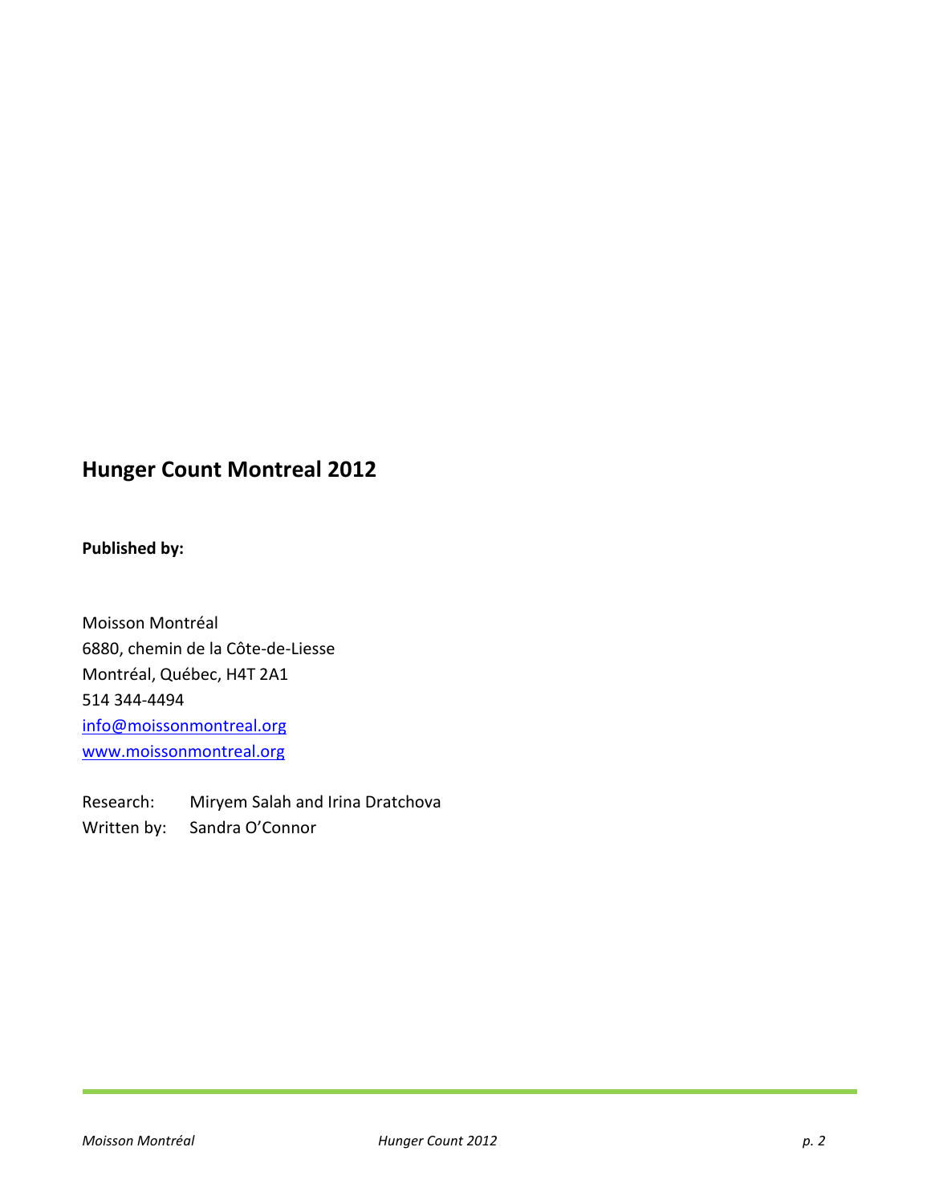## Hunger Count Montreal 2012

**Published by:**

Moisson Montréal
6880, chemin de la Côte-de-Liesse
Montréal, Québec, H4T 2A1
514 344-4494
info@moissonmontreal.org
www.moissonmontreal.org

Research: Miryem Salah and Irina Dratchova
Written by: Sandra O'Connor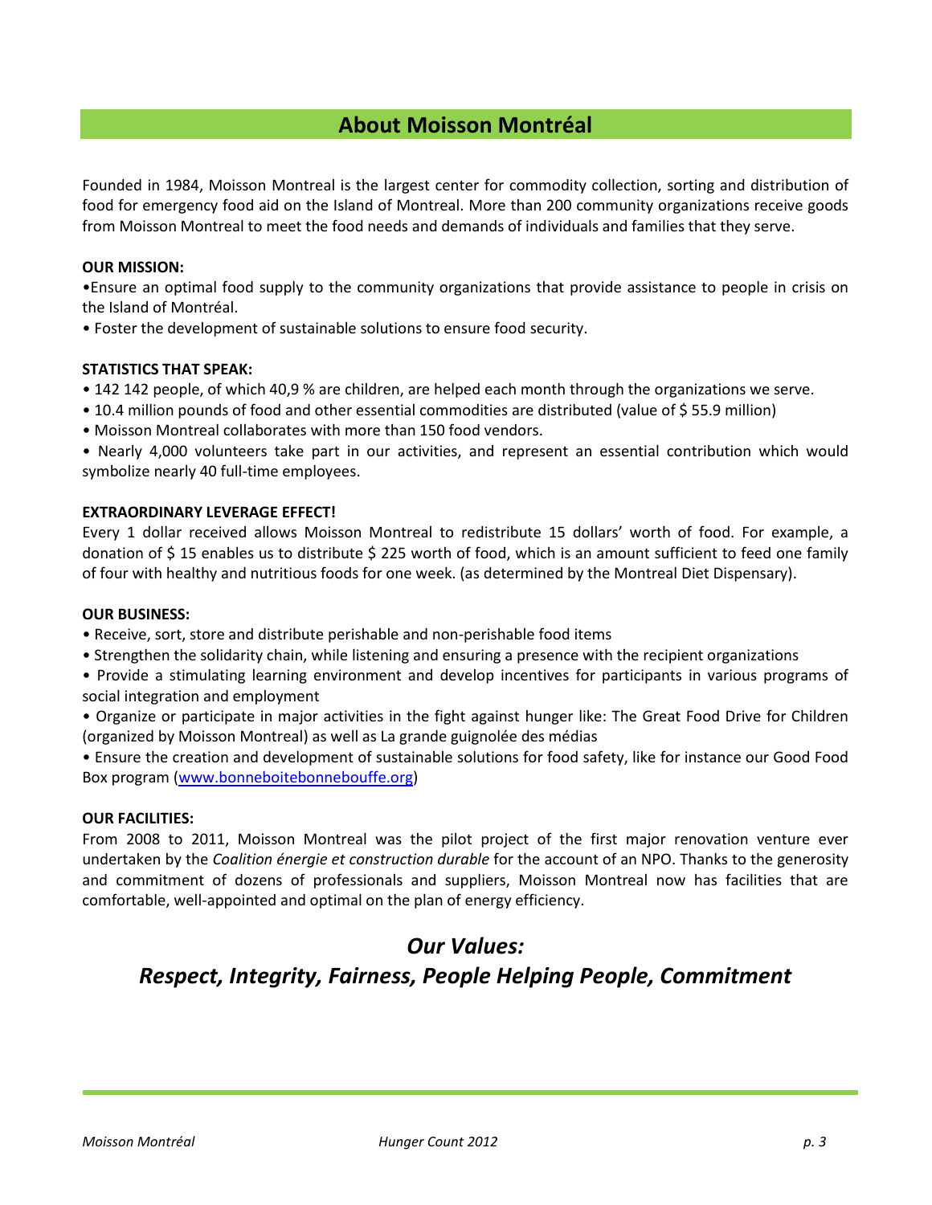## About Moisson Montréal

Founded in 1984, Moisson Montreal is the largest center for commodity collection, sorting and distribution of food for emergency food aid on the Island of Montreal. More than 200 community organizations receive goods from Moisson Montreal to meet the food needs and demands of individuals and families that they serve.

**OUR MISSION:**

•Ensure an optimal food supply to the community organizations that provide assistance to people in crisis on the Island of Montréal.

• Foster the development of sustainable solutions to ensure food security.

**STATISTICS THAT SPEAK:**

• 142 142 people, of which 40,9 % are children, are helped each month through the organizations we serve.

• 10.4 million pounds of food and other essential commodities are distributed (value of $ 55.9 million)

• Moisson Montreal collaborates with more than 150 food vendors.

• Nearly 4,000 volunteers take part in our activities, and represent an essential contribution which would symbolize nearly 40 full-time employees.

**EXTRAORDINARY LEVERAGE EFFECT!**

Every 1 dollar received allows Moisson Montreal to redistribute 15 dollars' worth of food. For example, a donation of $ 15 enables us to distribute $ 225 worth of food, which is an amount sufficient to feed one family of four with healthy and nutritious foods for one week. (as determined by the Montreal Diet Dispensary).

**OUR BUSINESS:**

• Receive, sort, store and distribute perishable and non-perishable food items

• Strengthen the solidarity chain, while listening and ensuring a presence with the recipient organizations

• Provide a stimulating learning environment and develop incentives for participants in various programs of social integration and employment

• Organize or participate in major activities in the fight against hunger like: The Great Food Drive for Children (organized by Moisson Montreal) as well as La grande guignolée des médias

• Ensure the creation and development of sustainable solutions for food safety, like for instance our Good Food Box program ([www.bonneboitebonnebouffe.org](http://www.bonneboitebonnebouffe.org))

**OUR FACILITIES:**

From 2008 to 2011, Moisson Montreal was the pilot project of the first major renovation venture ever undertaken by the *Coalition énergie et construction durable* for the account of an NPO. Thanks to the generosity and commitment of dozens of professionals and suppliers, Moisson Montreal now has facilities that are comfortable, well-appointed and optimal on the plan of energy efficiency.

## *Our Values:*
## *Respect, Integrity, Fairness, People Helping People, Commitment*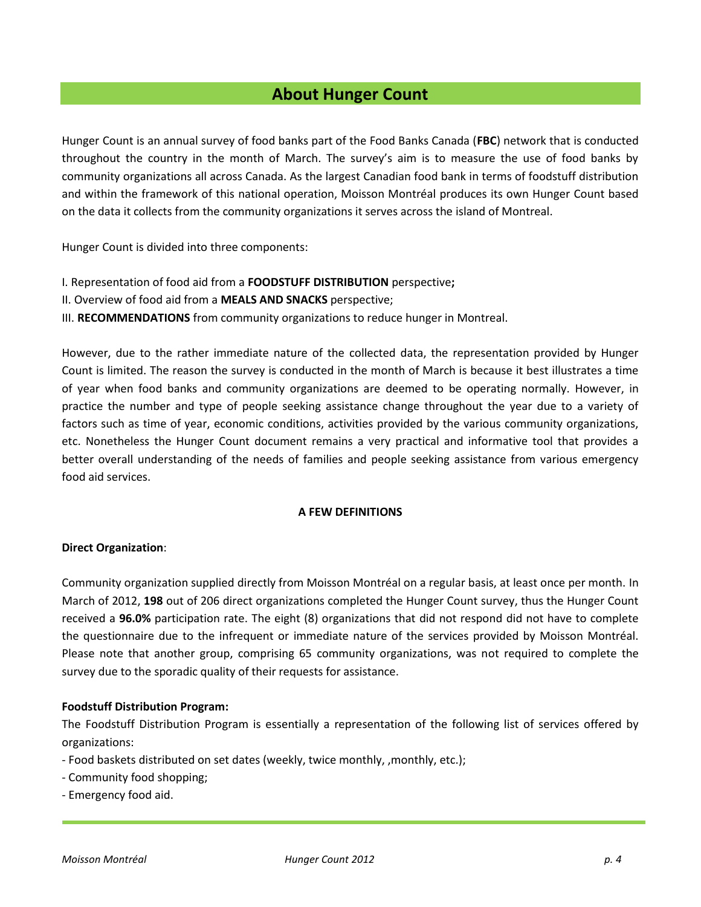# About Hunger Count

Hunger Count is an annual survey of food banks part of the Food Banks Canada (**FBC**) network that is conducted throughout the country in the month of March. The survey's aim is to measure the use of food banks by community organizations all across Canada. As the largest Canadian food bank in terms of foodstuff distribution and within the framework of this national operation, Moisson Montréal produces its own Hunger Count based on the data it collects from the community organizations it serves across the island of Montreal.

Hunger Count is divided into three components:

I. Representation of food aid from a **FOODSTUFF DISTRIBUTION** perspective**;**
II. Overview of food aid from a **MEALS AND SNACKS** perspective;
III. **RECOMMENDATIONS** from community organizations to reduce hunger in Montreal.

However, due to the rather immediate nature of the collected data, the representation provided by Hunger Count is limited. The reason the survey is conducted in the month of March is because it best illustrates a time of year when food banks and community organizations are deemed to be operating normally. However, in practice the number and type of people seeking assistance change throughout the year due to a variety of factors such as time of year, economic conditions, activities provided by the various community organizations, etc. Nonetheless the Hunger Count document remains a very practical and informative tool that provides a better overall understanding of the needs of families and people seeking assistance from various emergency food aid services.

**A FEW DEFINITIONS**

**Direct Organization**:

Community organization supplied directly from Moisson Montréal on a regular basis, at least once per month. In March of 2012, **198** out of 206 direct organizations completed the Hunger Count survey, thus the Hunger Count received a **96.0%** participation rate. The eight (8) organizations that did not respond did not have to complete the questionnaire due to the infrequent or immediate nature of the services provided by Moisson Montréal. Please note that another group, comprising 65 community organizations, was not required to complete the survey due to the sporadic quality of their requests for assistance.

**Foodstuff Distribution Program:**

The Foodstuff Distribution Program is essentially a representation of the following list of services offered by organizations:

- Food baskets distributed on set dates (weekly, twice monthly, ,monthly, etc.);
- Community food shopping;
- Emergency food aid.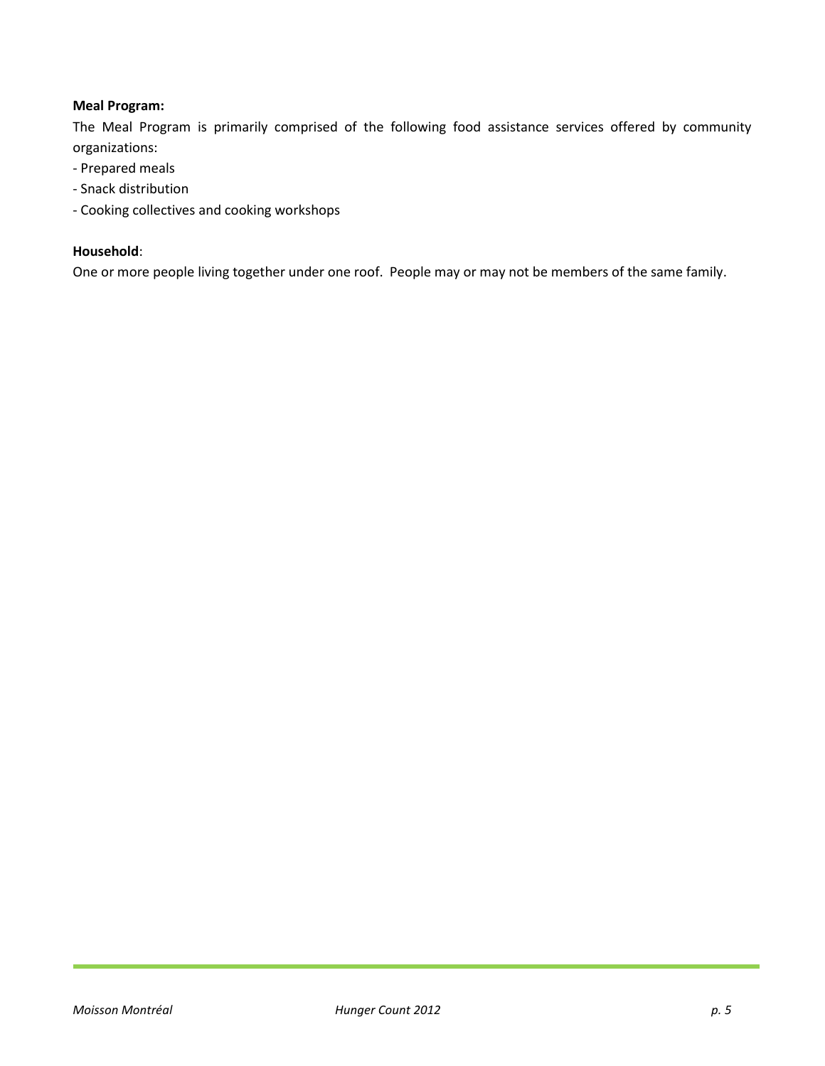**Meal Program:**

The Meal Program is primarily comprised of the following food assistance services offered by community organizations:

- Prepared meals
- Snack distribution
- Cooking collectives and cooking workshops

**Household**:

One or more people living together under one roof. People may or may not be members of the same family.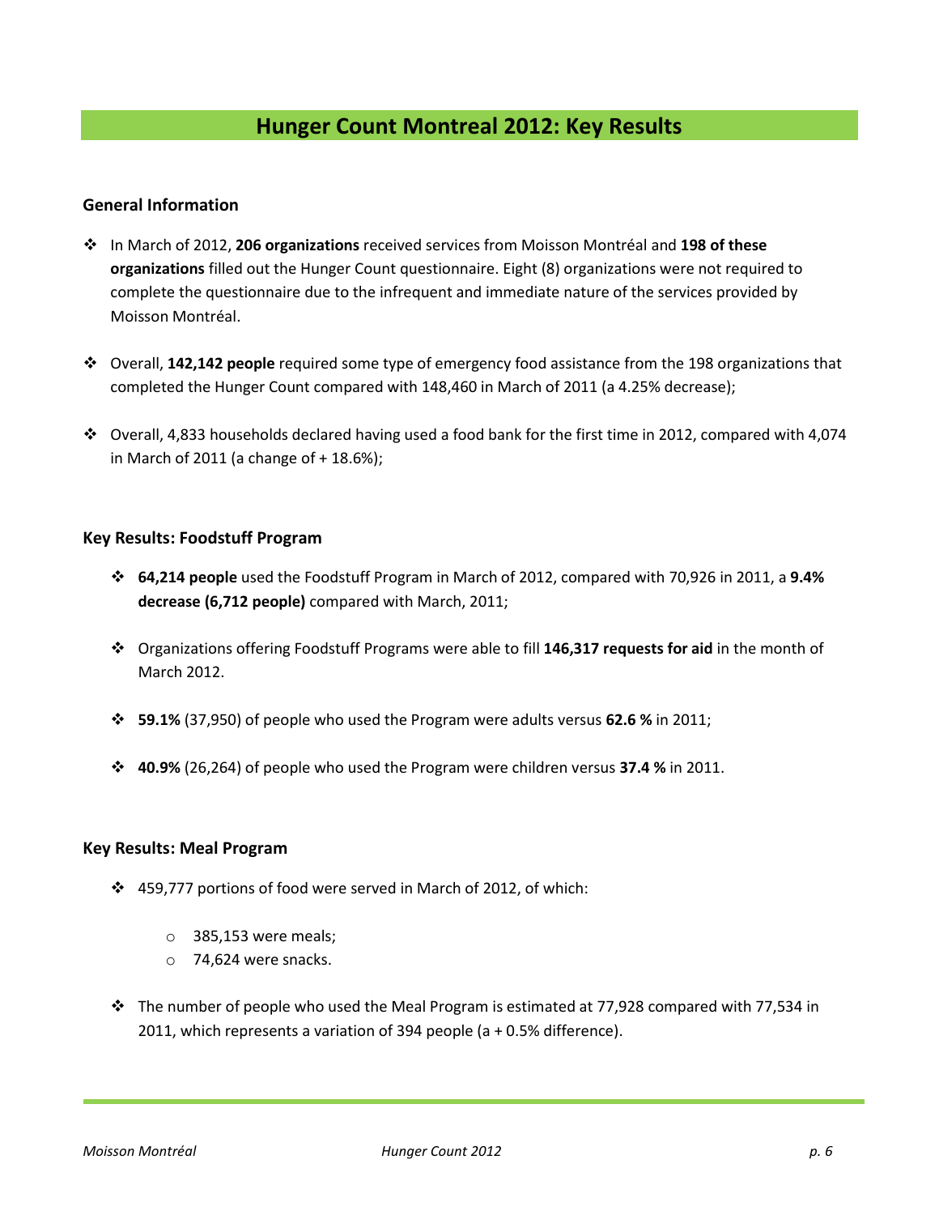# Hunger Count Montreal 2012: Key Results

## General Information

- In March of 2012, **206 organizations** received services from Moisson Montréal and **198 of these organizations** filled out the Hunger Count questionnaire. Eight (8) organizations were not required to complete the questionnaire due to the infrequent and immediate nature of the services provided by Moisson Montréal.

- Overall, **142,142 people** required some type of emergency food assistance from the 198 organizations that completed the Hunger Count compared with 148,460 in March of 2011 (a 4.25% decrease);

- Overall, 4,833 households declared having used a food bank for the first time in 2012, compared with 4,074 in March of 2011 (a change of + 18.6%);

## Key Results: Foodstuff Program

- **64,214 people** used the Foodstuff Program in March of 2012, compared with 70,926 in 2011, a **9.4% decrease (6,712 people)** compared with March, 2011;

- Organizations offering Foodstuff Programs were able to fill **146,317 requests for aid** in the month of March 2012.

- **59.1%** (37,950) of people who used the Program were adults versus **62.6 %** in 2011;

- **40.9%** (26,264) of people who used the Program were children versus **37.4 %** in 2011.

## Key Results: Meal Program

- 459,777 portions of food were served in March of 2012, of which:
  - 385,153 were meals;
  - 74,624 were snacks.

- The number of people who used the Meal Program is estimated at 77,928 compared with 77,534 in 2011, which represents a variation of 394 people (a + 0.5% difference).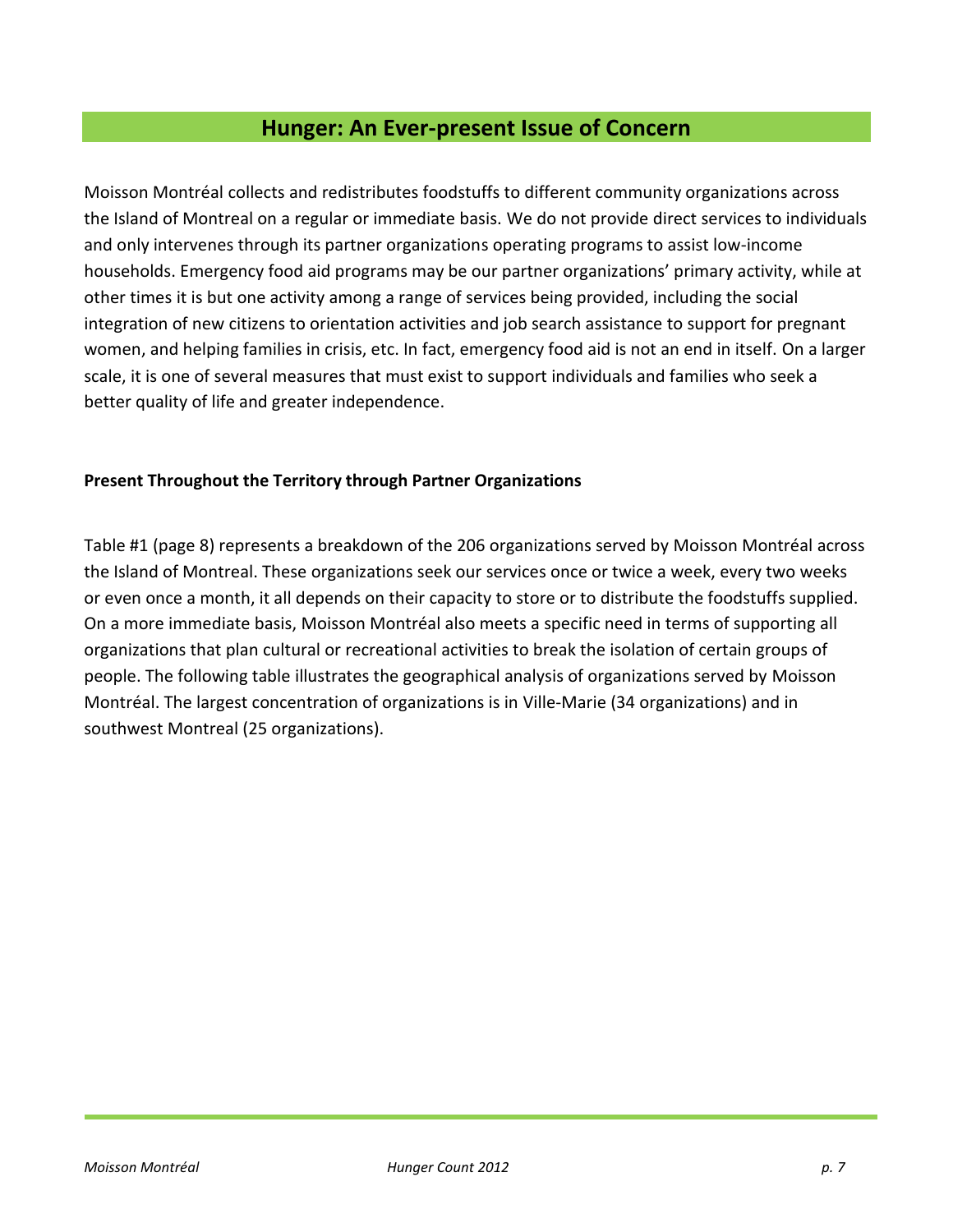## Hunger: An Ever-present Issue of Concern

Moisson Montréal collects and redistributes foodstuffs to different community organizations across the Island of Montreal on a regular or immediate basis. We do not provide direct services to individuals and only intervenes through its partner organizations operating programs to assist low-income households. Emergency food aid programs may be our partner organizations' primary activity, while at other times it is but one activity among a range of services being provided, including the social integration of new citizens to orientation activities and job search assistance to support for pregnant women, and helping families in crisis, etc. In fact, emergency food aid is not an end in itself. On a larger scale, it is one of several measures that must exist to support individuals and families who seek a better quality of life and greater independence.

**Present Throughout the Territory through Partner Organizations**

Table #1 (page 8) represents a breakdown of the 206 organizations served by Moisson Montréal across the Island of Montreal. These organizations seek our services once or twice a week, every two weeks or even once a month, it all depends on their capacity to store or to distribute the foodstuffs supplied. On a more immediate basis, Moisson Montréal also meets a specific need in terms of supporting all organizations that plan cultural or recreational activities to break the isolation of certain groups of people. The following table illustrates the geographical analysis of organizations served by Moisson Montréal. The largest concentration of organizations is in Ville-Marie (34 organizations) and in southwest Montreal (25 organizations).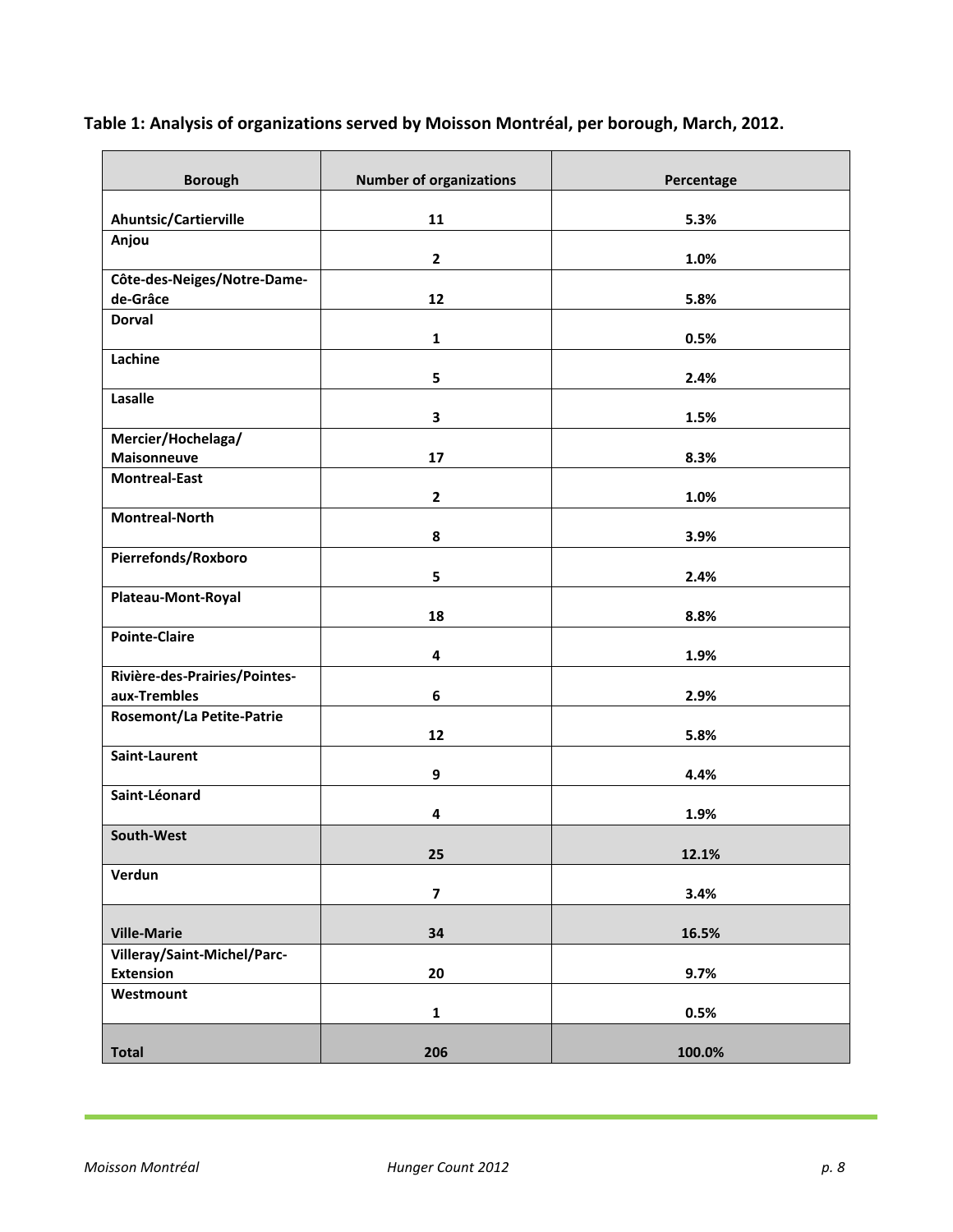**Table 1: Analysis of organizations served by Moisson Montréal, per borough, March, 2012.**

| Borough | Number of organizations | Percentage |
| --- | --- | --- |
| **Ahuntsic/Cartierville** | **11** | **5.3%** |
| **Anjou** | **2** | **1.0%** |
| **Côte-des-Neiges/Notre-Dame-de-Grâce** | **12** | **5.8%** |
| **Dorval** | **1** | **0.5%** |
| **Lachine** | **5** | **2.4%** |
| **Lasalle** | **3** | **1.5%** |
| **Mercier/Hochelaga/ Maisonneuve** | **17** | **8.3%** |
| **Montreal-East** | **2** | **1.0%** |
| **Montreal-North** | **8** | **3.9%** |
| **Pierrefonds/Roxboro** | **5** | **2.4%** |
| **Plateau-Mont-Royal** | **18** | **8.8%** |
| **Pointe-Claire** | **4** | **1.9%** |
| **Rivière-des-Prairies/Pointes-aux-Trembles** | **6** | **2.9%** |
| **Rosemont/La Petite-Patrie** | **12** | **5.8%** |
| **Saint-Laurent** | **9** | **4.4%** |
| **Saint-Léonard** | **4** | **1.9%** |
| **South-West** | **25** | **12.1%** |
| **Verdun** | **7** | **3.4%** |
| **Ville-Marie** | **34** | **16.5%** |
| **Villeray/Saint-Michel/Parc-Extension** | **20** | **9.7%** |
| **Westmount** | **1** | **0.5%** |
| **Total** | **206** | **100.0%** |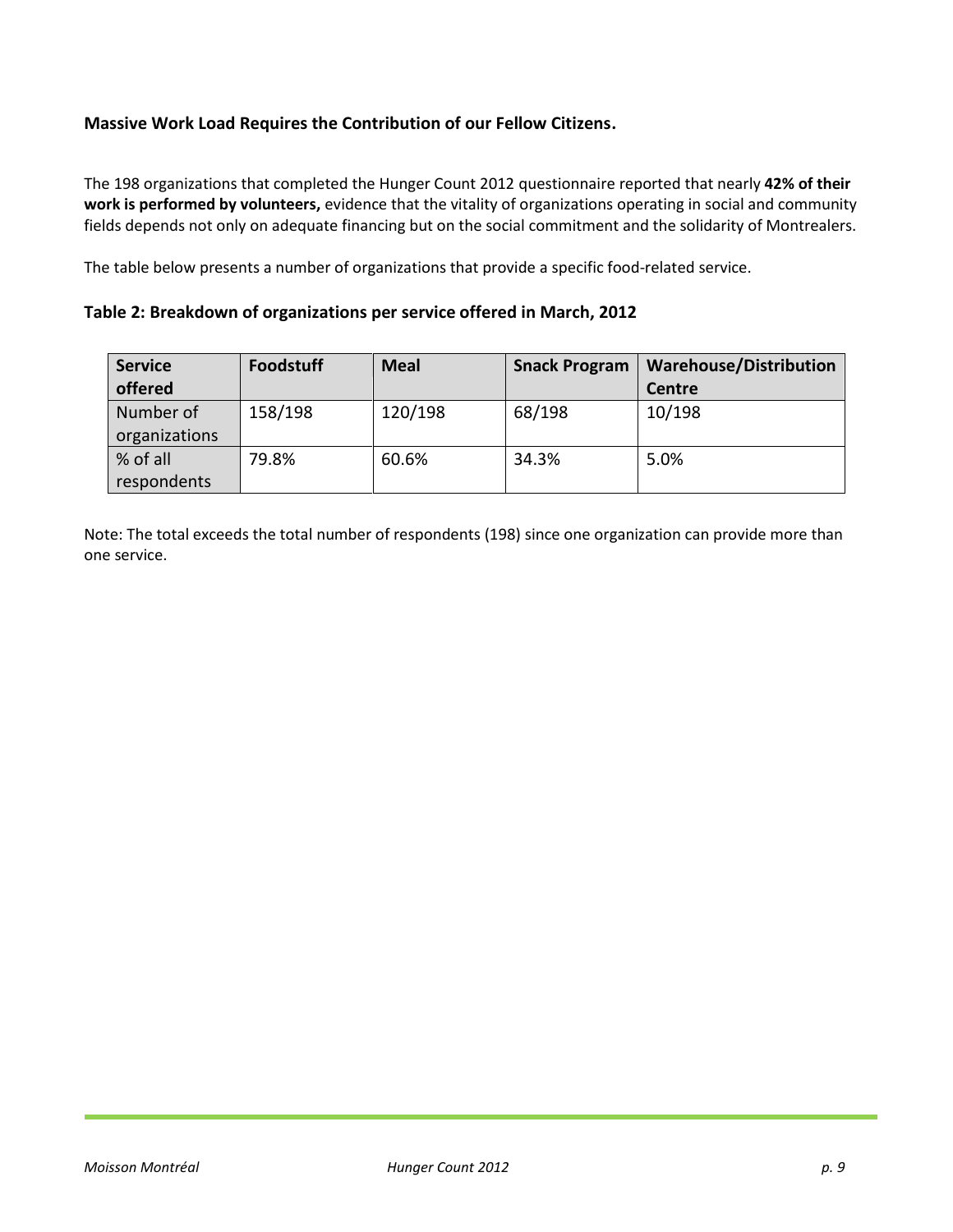### Massive Work Load Requires the Contribution of our Fellow Citizens.

The 198 organizations that completed the Hunger Count 2012 questionnaire reported that nearly **42% of their work is performed by volunteers,** evidence that the vitality of organizations operating in social and community fields depends not only on adequate financing but on the social commitment and the solidarity of Montrealers.

The table below presents a number of organizations that provide a specific food-related service.

**Table 2: Breakdown of organizations per service offered in March, 2012**

| Service offered | Foodstuff | Meal | Snack Program | Warehouse/Distribution Centre |
|---|---|---|---|---|
| Number of organizations | 158/198 | 120/198 | 68/198 | 10/198 |
| % of all respondents | 79.8% | 60.6% | 34.3% | 5.0% |

Note: The total exceeds the total number of respondents (198) since one organization can provide more than one service.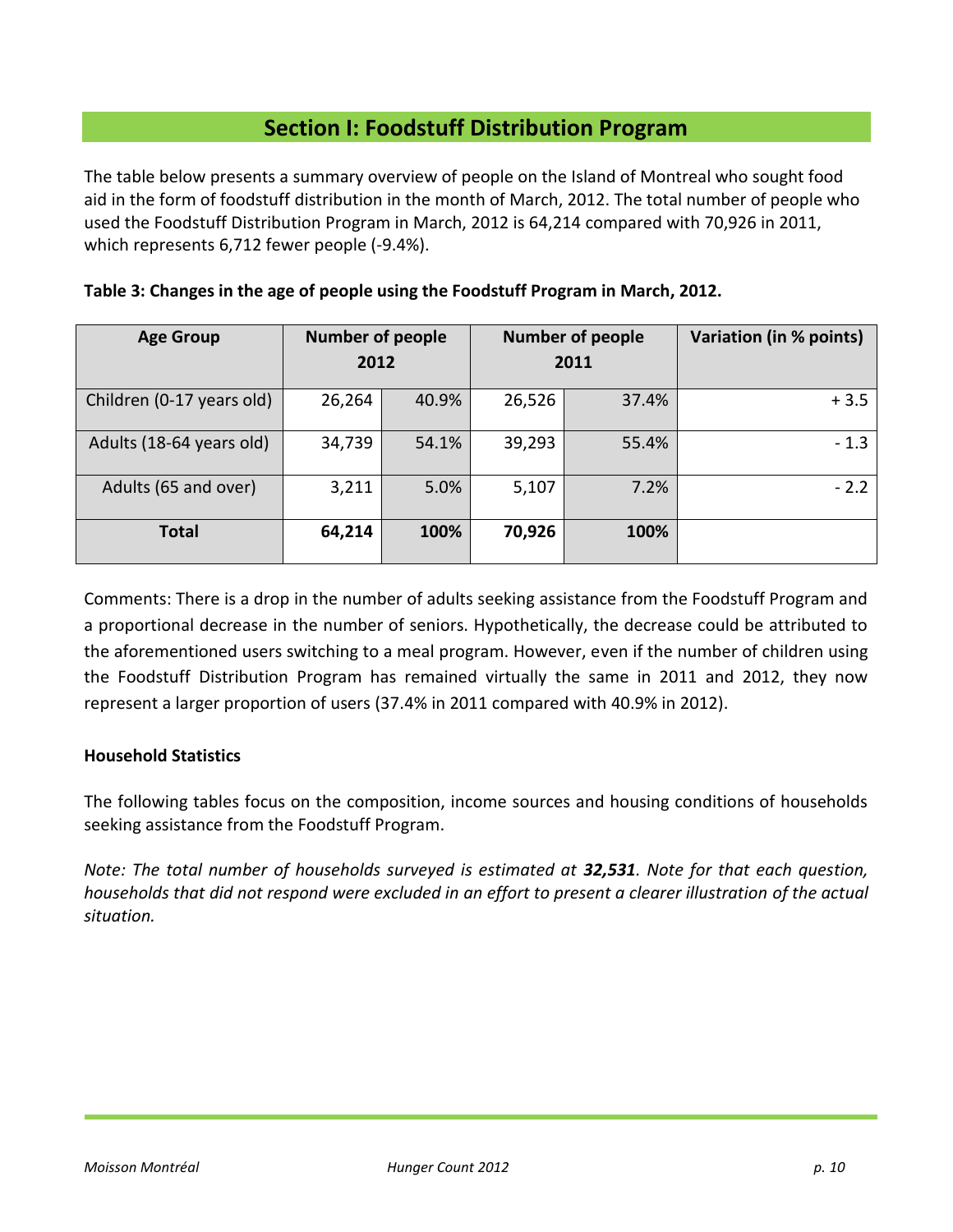## Section I: Foodstuff Distribution Program

The table below presents a summary overview of people on the Island of Montreal who sought food aid in the form of foodstuff distribution in the month of March, 2012. The total number of people who used the Foodstuff Distribution Program in March, 2012 is 64,214 compared with 70,926 in 2011, which represents 6,712 fewer people (-9.4%).

**Table 3: Changes in the age of people using the Foodstuff Program in March, 2012.**

| Age Group | Number of people 2012 | | Number of people 2011 | | Variation (in % points) |
|---|---|---|---|---|---|
| Children (0-17 years old) | 26,264 | 40.9% | 26,526 | 37.4% | + 3.5 |
| Adults (18-64 years old) | 34,739 | 54.1% | 39,293 | 55.4% | - 1.3 |
| Adults (65 and over) | 3,211 | 5.0% | 5,107 | 7.2% | - 2.2 |
| **Total** | **64,214** | **100%** | **70,926** | **100%** | |

Comments: There is a drop in the number of adults seeking assistance from the Foodstuff Program and a proportional decrease in the number of seniors. Hypothetically, the decrease could be attributed to the aforementioned users switching to a meal program. However, even if the number of children using the Foodstuff Distribution Program has remained virtually the same in 2011 and 2012, they now represent a larger proportion of users (37.4% in 2011 compared with 40.9% in 2012).

**Household Statistics**

The following tables focus on the composition, income sources and housing conditions of households seeking assistance from the Foodstuff Program.

*Note: The total number of households surveyed is estimated at **32,531**. Note for that each question, households that did not respond were excluded in an effort to present a clearer illustration of the actual situation.*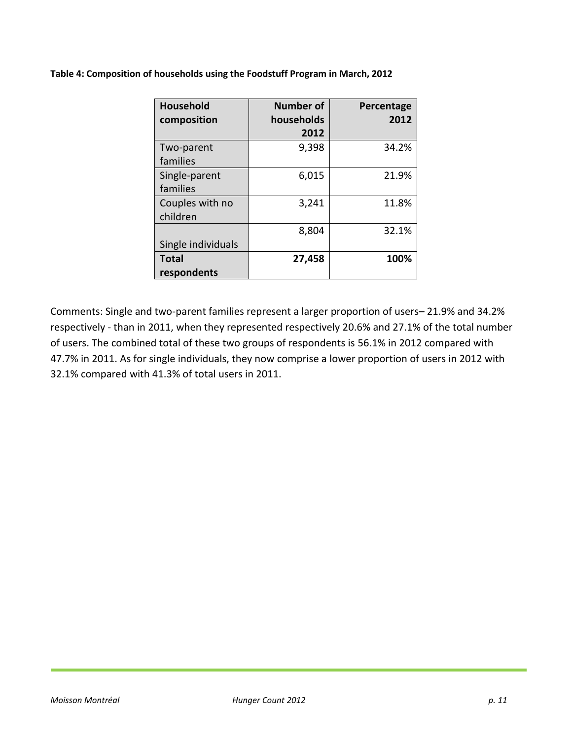**Table 4: Composition of households using the Foodstuff Program in March, 2012**

| Household composition | Number of households 2012 | Percentage 2012 |
|---|---|---|
| Two-parent families | 9,398 | 34.2% |
| Single-parent families | 6,015 | 21.9% |
| Couples with no children | 3,241 | 11.8% |
| Single individuals | 8,804 | 32.1% |
| **Total respondents** | **27,458** | **100%** |

Comments: Single and two-parent families represent a larger proportion of users– 21.9% and 34.2% respectively - than in 2011, when they represented respectively 20.6% and 27.1% of the total number of users. The combined total of these two groups of respondents is 56.1% in 2012 compared with 47.7% in 2011. As for single individuals, they now comprise a lower proportion of users in 2012 with 32.1% compared with 41.3% of total users in 2011.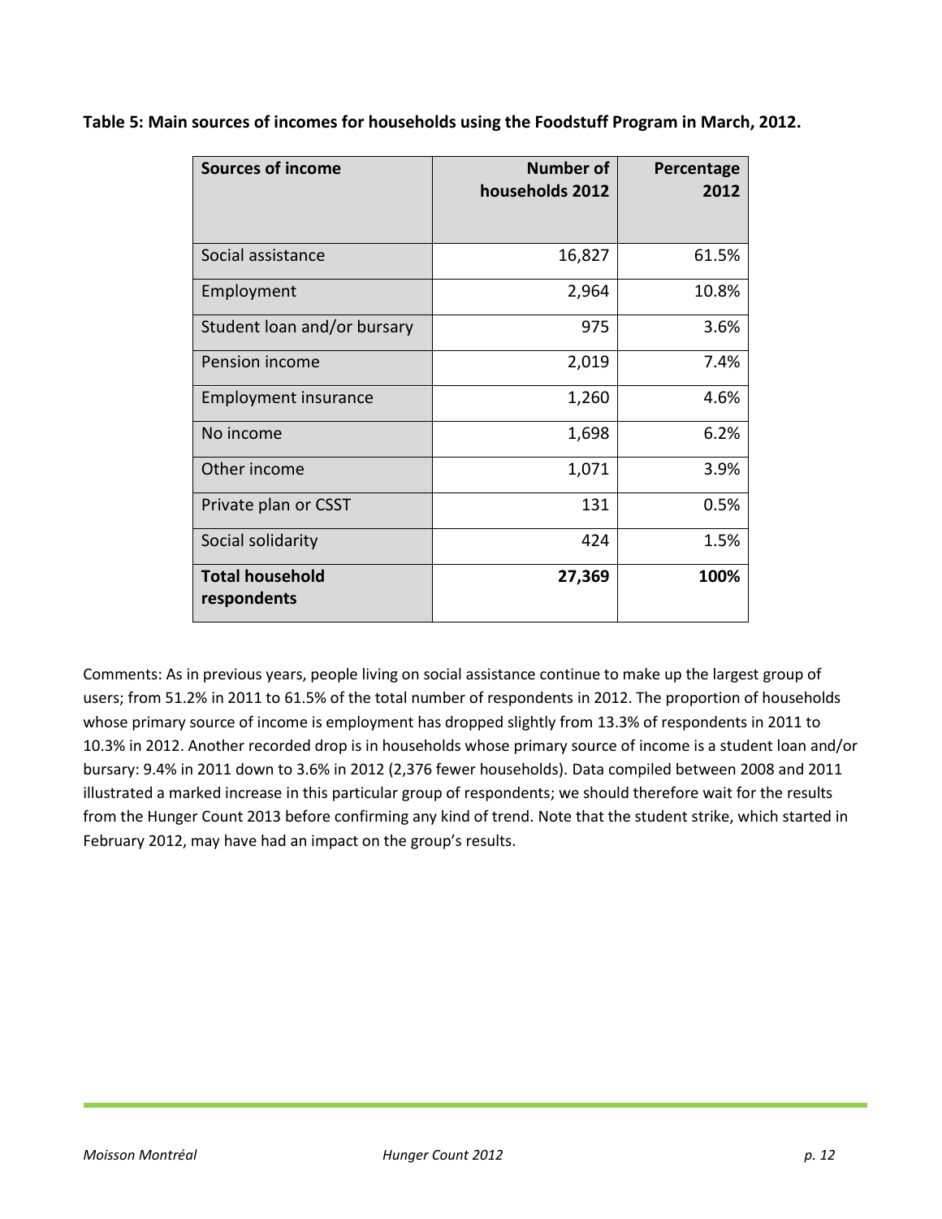**Table 5: Main sources of incomes for households using the Foodstuff Program in March, 2012.**

| Sources of income | Number of households 2012 | Percentage 2012 |
|---|---:|---:|
| Social assistance | 16,827 | 61.5% |
| Employment | 2,964 | 10.8% |
| Student loan and/or bursary | 975 | 3.6% |
| Pension income | 2,019 | 7.4% |
| Employment insurance | 1,260 | 4.6% |
| No income | 1,698 | 6.2% |
| Other income | 1,071 | 3.9% |
| Private plan or CSST | 131 | 0.5% |
| Social solidarity | 424 | 1.5% |
| **Total household respondents** | **27,369** | **100%** |

Comments: As in previous years, people living on social assistance continue to make up the largest group of users; from 51.2% in 2011 to 61.5% of the total number of respondents in 2012. The proportion of households whose primary source of income is employment has dropped slightly from 13.3% of respondents in 2011 to 10.3% in 2012. Another recorded drop is in households whose primary source of income is a student loan and/or bursary: 9.4% in 2011 down to 3.6% in 2012 (2,376 fewer households). Data compiled between 2008 and 2011 illustrated a marked increase in this particular group of respondents; we should therefore wait for the results from the Hunger Count 2013 before confirming any kind of trend. Note that the student strike, which started in February 2012, may have had an impact on the group's results.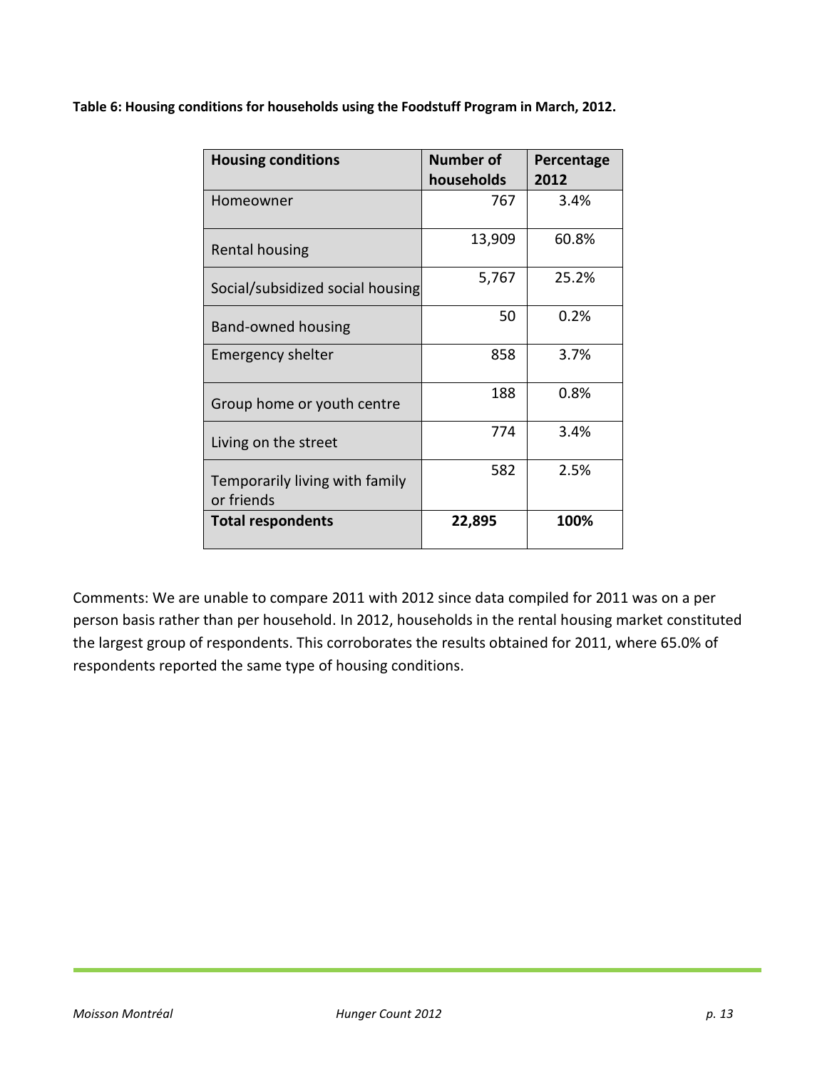**Table 6: Housing conditions for households using the Foodstuff Program in March, 2012.**

| Housing conditions | Number of households | Percentage 2012 |
|---|---|---|
| Homeowner | 767 | 3.4% |
| Rental housing | 13,909 | 60.8% |
| Social/subsidized social housing | 5,767 | 25.2% |
| Band-owned housing | 50 | 0.2% |
| Emergency shelter | 858 | 3.7% |
| Group home or youth centre | 188 | 0.8% |
| Living on the street | 774 | 3.4% |
| Temporarily living with family or friends | 582 | 2.5% |
| **Total respondents** | **22,895** | **100%** |

Comments: We are unable to compare 2011 with 2012 since data compiled for 2011 was on a per person basis rather than per household. In 2012, households in the rental housing market constituted the largest group of respondents. This corroborates the results obtained for 2011, where 65.0% of respondents reported the same type of housing conditions.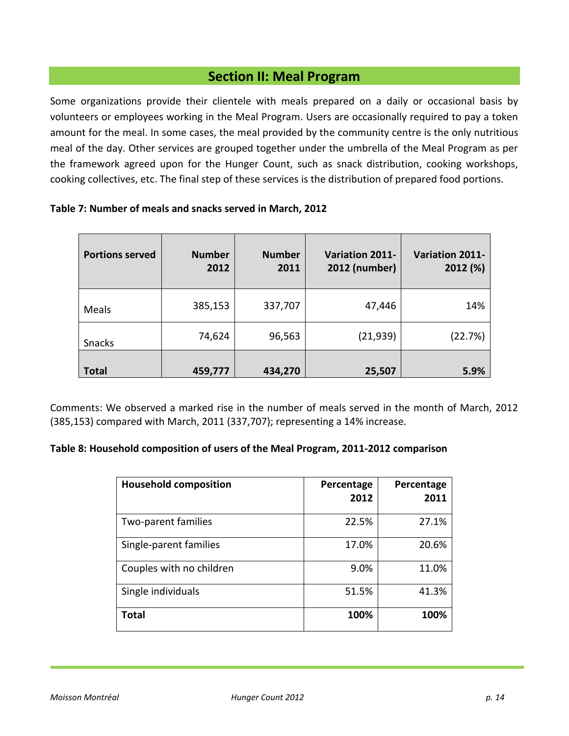## Section II: Meal Program

Some organizations provide their clientele with meals prepared on a daily or occasional basis by volunteers or employees working in the Meal Program. Users are occasionally required to pay a token amount for the meal. In some cases, the meal provided by the community centre is the only nutritious meal of the day. Other services are grouped together under the umbrella of the Meal Program as per the framework agreed upon for the Hunger Count, such as snack distribution, cooking workshops, cooking collectives, etc. The final step of these services is the distribution of prepared food portions.

**Table 7: Number of meals and snacks served in March, 2012**

| Portions served | Number 2012 | Number 2011 | Variation 2011-2012 (number) | Variation 2011-2012 (%) |
|---|---|---|---|---|
| Meals | 385,153 | 337,707 | 47,446 | 14% |
| Snacks | 74,624 | 96,563 | (21,939) | (22.7%) |
| **Total** | **459,777** | **434,270** | **25,507** | **5.9%** |

Comments: We observed a marked rise in the number of meals served in the month of March, 2012 (385,153) compared with March, 2011 (337,707); representing a 14% increase.

**Table 8: Household composition of users of the Meal Program, 2011-2012 comparison**

| Household composition | Percentage 2012 | Percentage 2011 |
|---|---|---|
| Two-parent families | 22.5% | 27.1% |
| Single-parent families | 17.0% | 20.6% |
| Couples with no children | 9.0% | 11.0% |
| Single individuals | 51.5% | 41.3% |
| **Total** | **100%** | **100%** |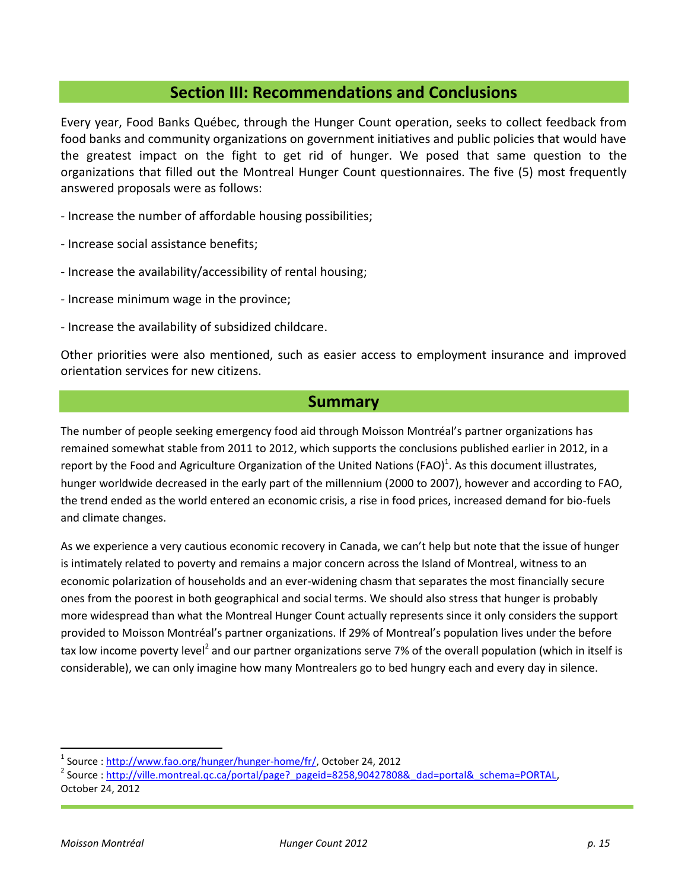## Section III: Recommendations and Conclusions

Every year, Food Banks Québec, through the Hunger Count operation, seeks to collect feedback from food banks and community organizations on government initiatives and public policies that would have the greatest impact on the fight to get rid of hunger. We posed that same question to the organizations that filled out the Montreal Hunger Count questionnaires. The five (5) most frequently answered proposals were as follows:

- Increase the number of affordable housing possibilities;
- Increase social assistance benefits;
- Increase the availability/accessibility of rental housing;
- Increase minimum wage in the province;
- Increase the availability of subsidized childcare.

Other priorities were also mentioned, such as easier access to employment insurance and improved orientation services for new citizens.

## Summary

The number of people seeking emergency food aid through Moisson Montréal's partner organizations has remained somewhat stable from 2011 to 2012, which supports the conclusions published earlier in 2012, in a report by the Food and Agriculture Organization of the United Nations (FAO)[1]. As this document illustrates, hunger worldwide decreased in the early part of the millennium (2000 to 2007), however and according to FAO, the trend ended as the world entered an economic crisis, a rise in food prices, increased demand for bio-fuels and climate changes.

As we experience a very cautious economic recovery in Canada, we can't help but note that the issue of hunger is intimately related to poverty and remains a major concern across the Island of Montreal, witness to an economic polarization of households and an ever-widening chasm that separates the most financially secure ones from the poorest in both geographical and social terms. We should also stress that hunger is probably more widespread than what the Montreal Hunger Count actually represents since it only considers the support provided to Moisson Montréal's partner organizations. If 29% of Montreal's population lives under the before tax low income poverty level[2] and our partner organizations serve 7% of the overall population (which in itself is considerable), we can only imagine how many Montrealers go to bed hungry each and every day in silence.

---

[1] Source : http://www.fao.org/hunger/hunger-home/fr/, October 24, 2012

[2] Source : http://ville.montreal.qc.ca/portal/page?_pageid=8258,90427808&_dad=portal&_schema=PORTAL, October 24, 2012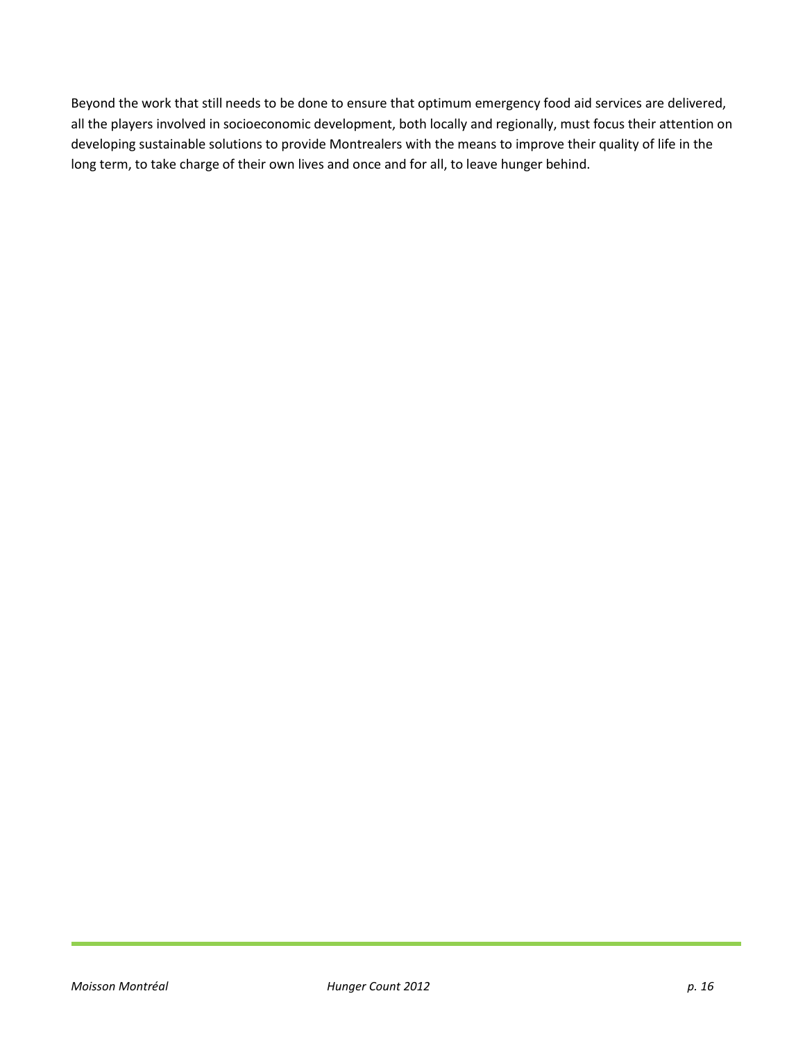Beyond the work that still needs to be done to ensure that optimum emergency food aid services are delivered, all the players involved in socioeconomic development, both locally and regionally, must focus their attention on developing sustainable solutions to provide Montrealers with the means to improve their quality of life in the long term, to take charge of their own lives and once and for all, to leave hunger behind.